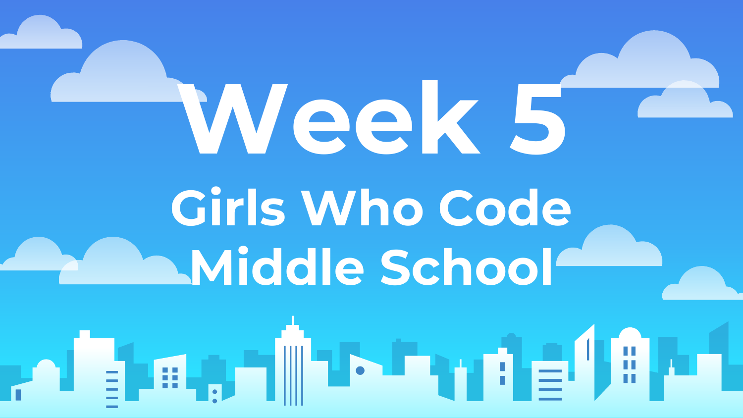# Week 5

## Girls Who Code Middle School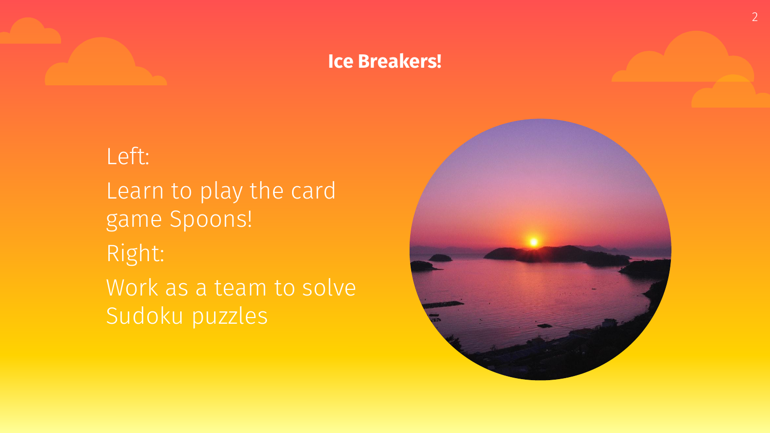# Ice Breakers!

Left:

Learn to play the card game Spoons!

Right:

Work as a team to solve Sudoku puzzles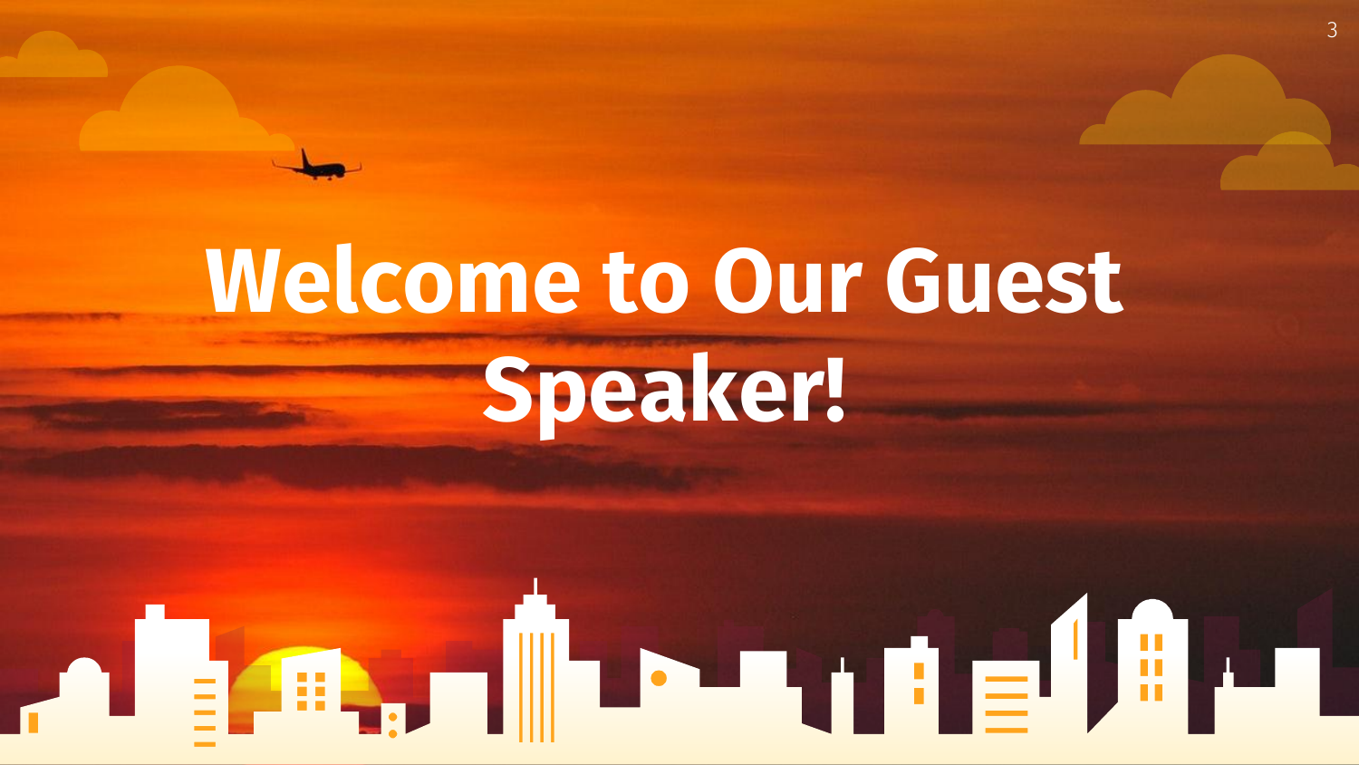# Welcome to Our Guest Speaker!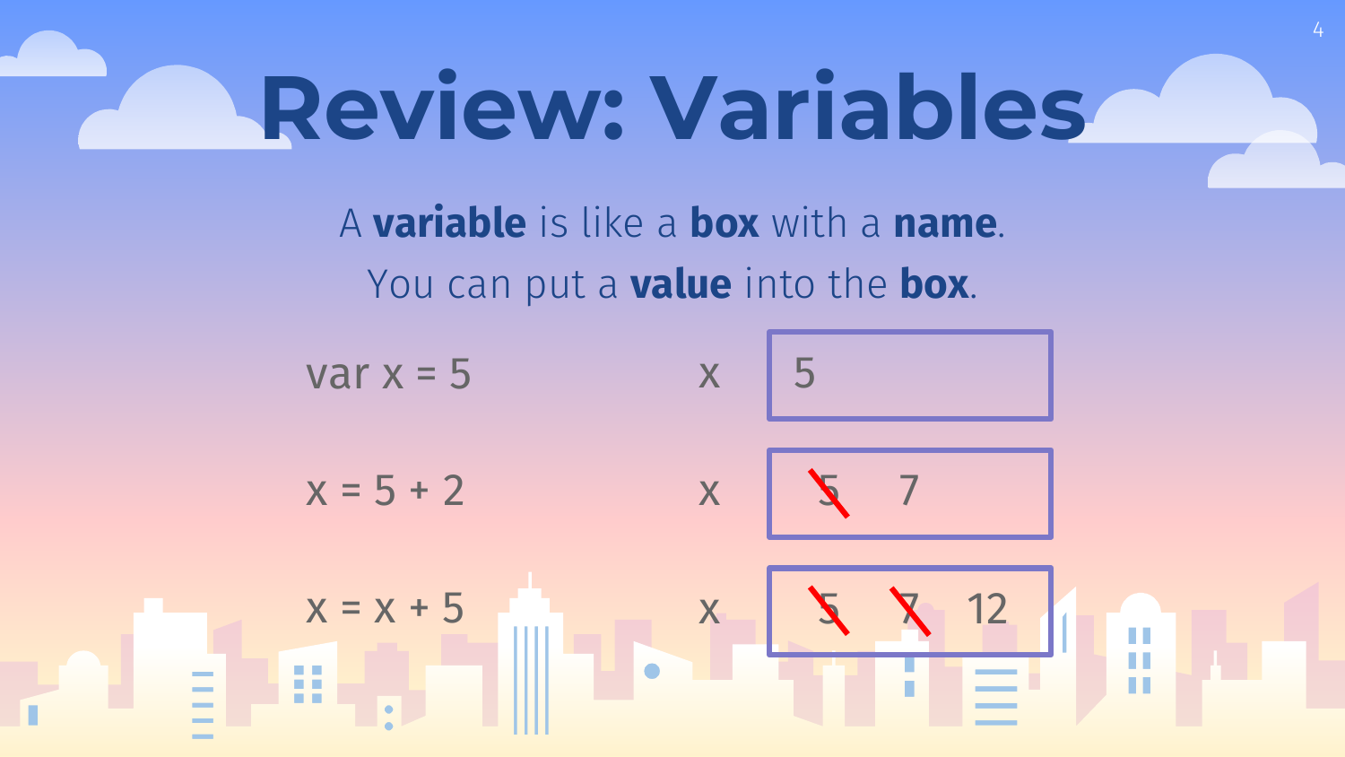# Review: Variables

A **variable** is like a **box** with a **name**.

You can put a **value** into the **box**.

| Code | Variable | Box |
| --- | --- | --- |
| `var x = 5` | x | 5 |
| `x = 5 + 2` | x | ~~5~~ 7 |
| `x = x + 5` | x | ~~5~~ ~~7~~ 12 |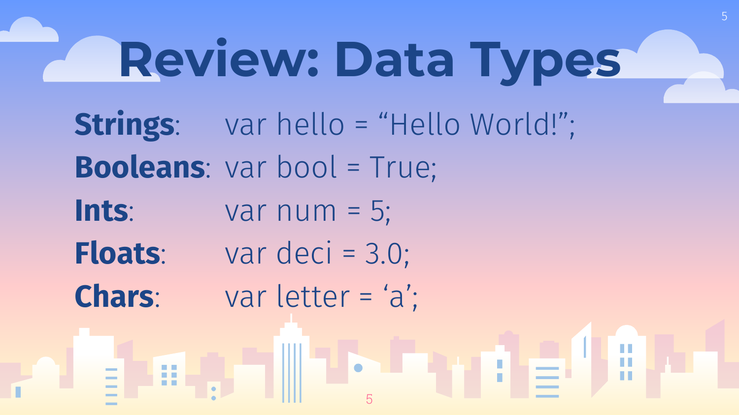# Review: Data Types

**Strings**: var hello = “Hello World!”;

**Booleans**: var bool = True;

**Ints**: var num = 5;

**Floats**: var deci = 3.0;

**Chars**: var letter = ‘a’;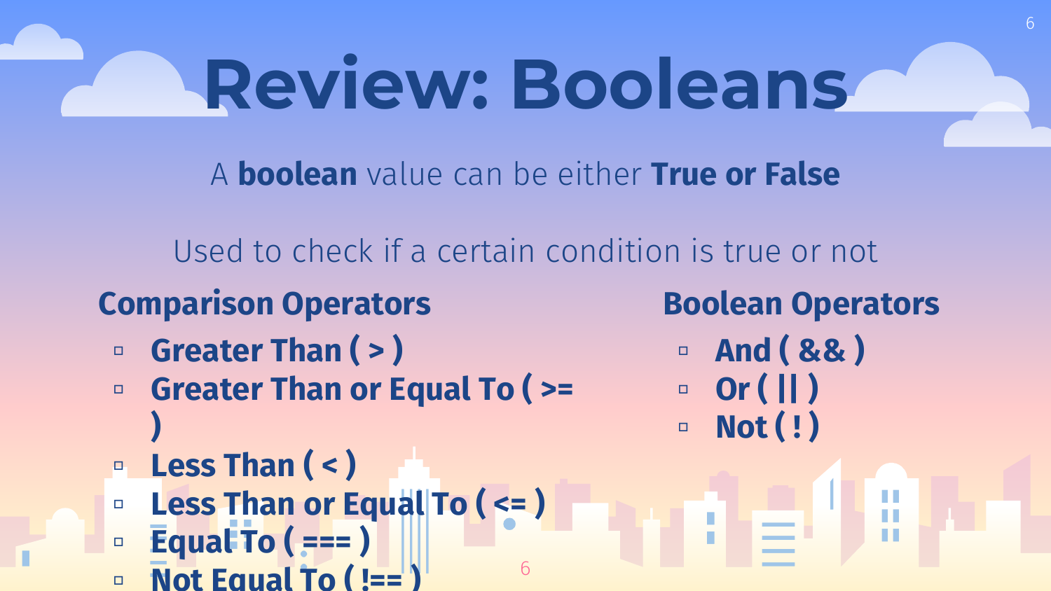# Review: Booleans

A **boolean** value can be either **True or False**

Used to check if a certain condition is true or not

## Comparison Operators

- **Greater Than ( > )**
- **Greater Than or Equal To ( >= )**
- **Less Than ( < )**
- **Less Than or Equal To ( <= )**
- **Equal To ( === )**
- **Not Equal To ( !== )**

## Boolean Operators

- **And ( && )**
- **Or ( || )**
- **Not ( ! )**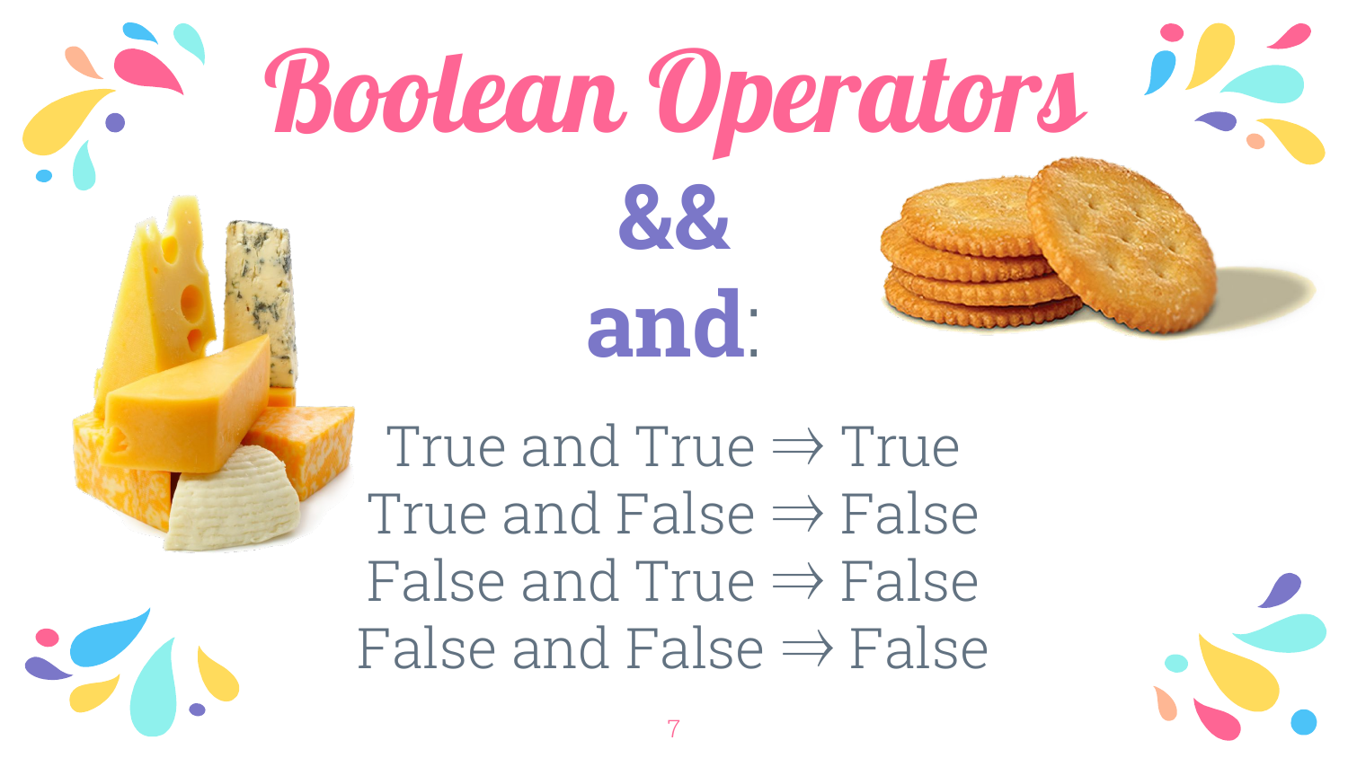# Boolean Operators

## &&

## and:

True and True ⇒ True
True and False ⇒ False
False and True ⇒ False
False and False ⇒ False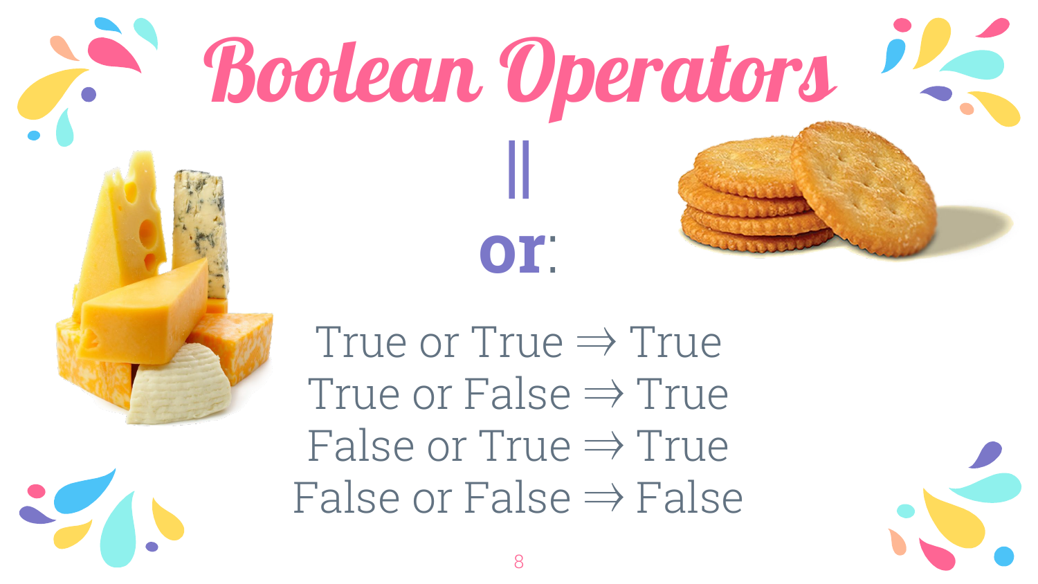# Boolean Operators

||

**or**:

True or True ⇒ True
True or False ⇒ True
False or True ⇒ True
False or False ⇒ False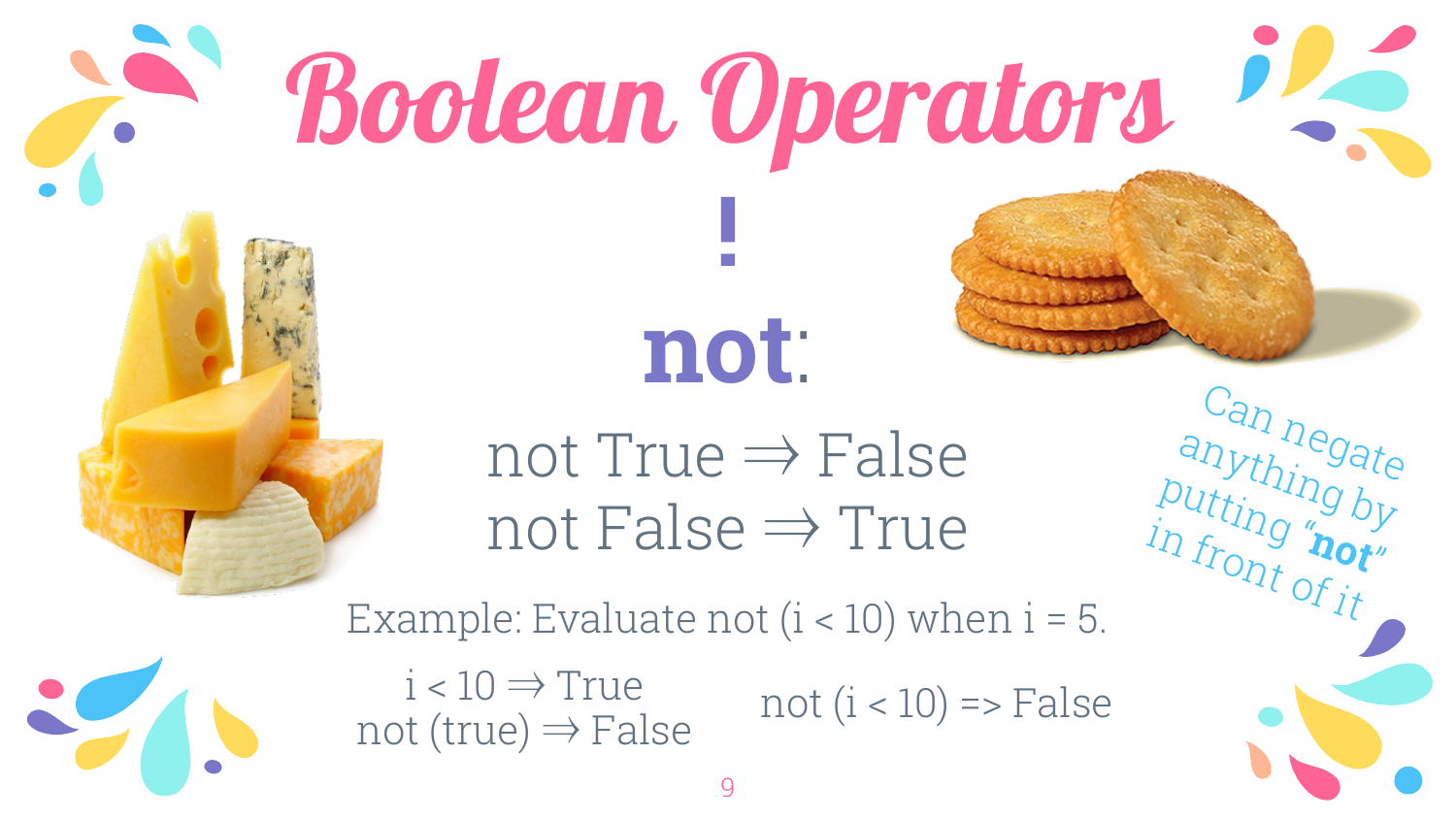# Boolean Operators

## !

## **not**:

not True ⇒ False
not False ⇒ True

Can negate anything by putting "**not**" in front of it

Example: Evaluate not (i < 10) when i = 5.

i < 10 ⇒ True
not (true) ⇒ False

not (i < 10) => False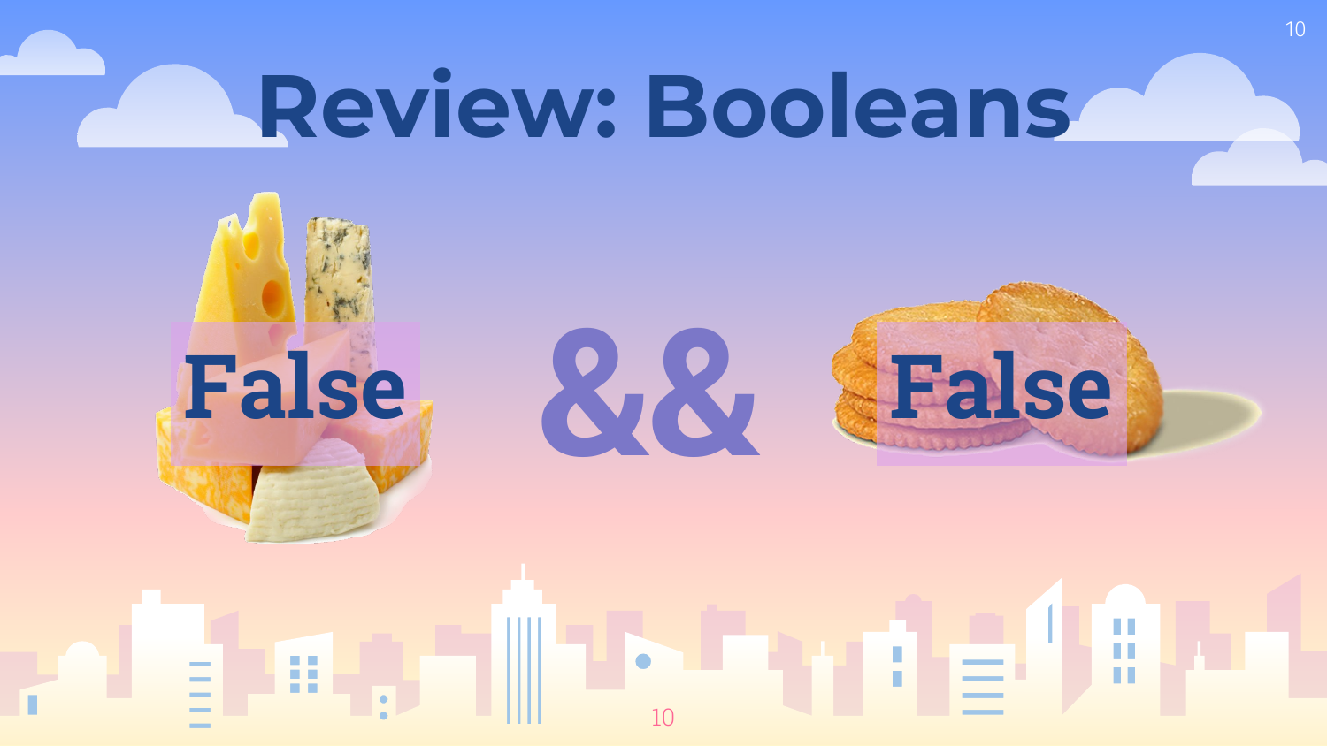# Review: Booleans

False && False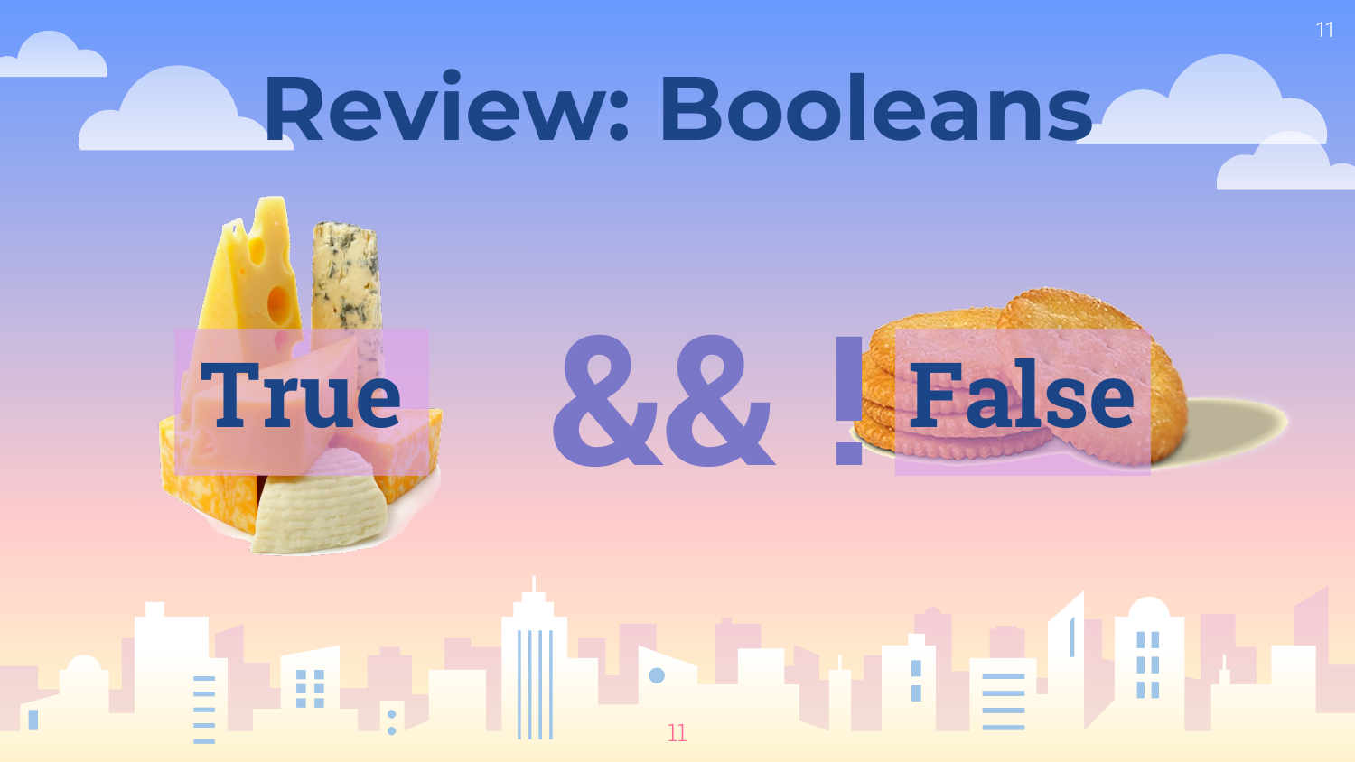# Review: Booleans

True && !False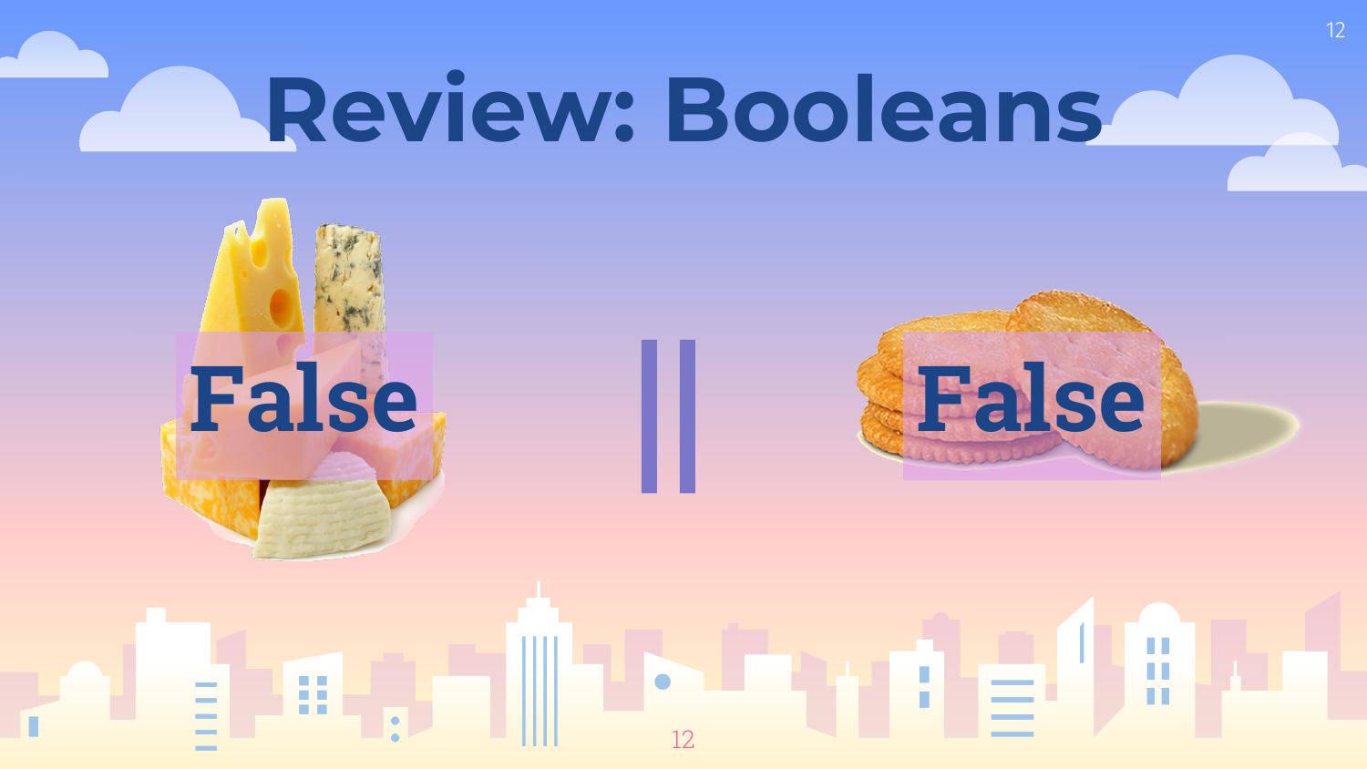# Review: Booleans

False || False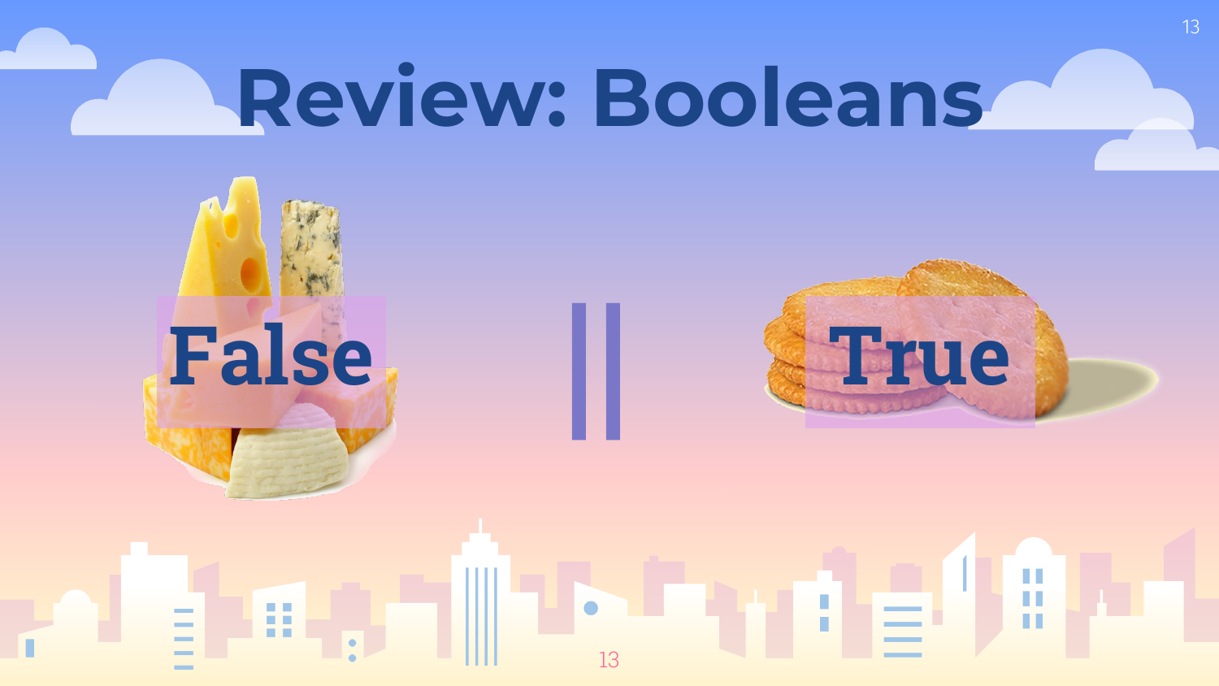# Review: Booleans

False || True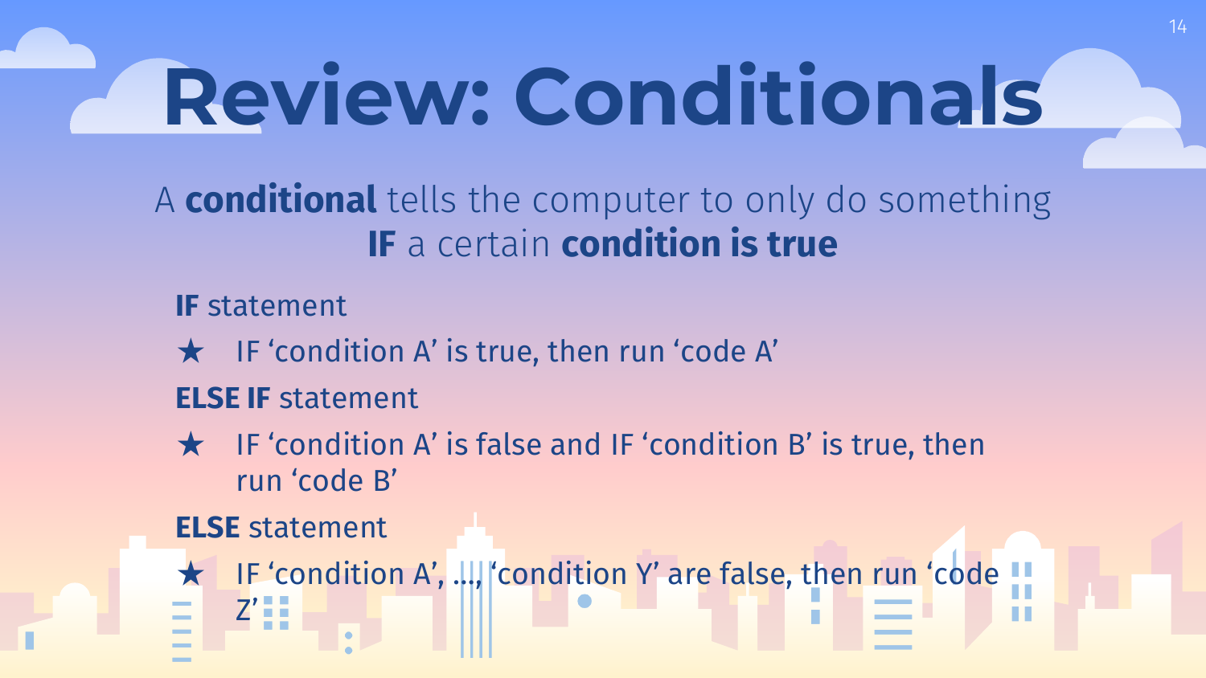# Review: Conditionals

A **conditional** tells the computer to only do something **IF** a certain **condition is true**

**IF** statement

★ IF ‘condition A’ is true, then run ‘code A’

**ELSE IF** statement

★ IF ‘condition A’ is false and IF ‘condition B’ is true, then run ‘code B’

**ELSE** statement

★ IF ‘condition A’, ..., ‘condition Y’ are false, then run ‘code Z’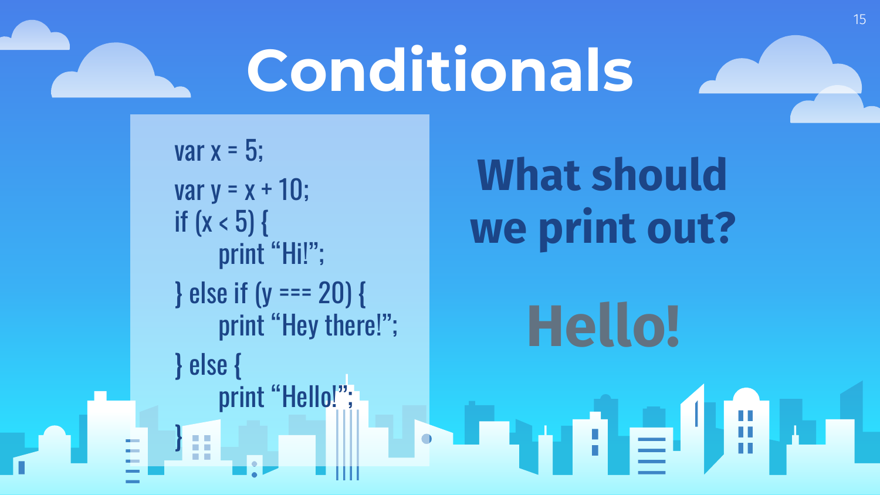# Conditionals

```
var x = 5;
var y = x + 10;
if (x < 5) {
    print "Hi!";
} else if (y === 20) {
    print "Hey there!";
} else {
    print "Hello!";
}
```

**What should we print out?**

**Hello!**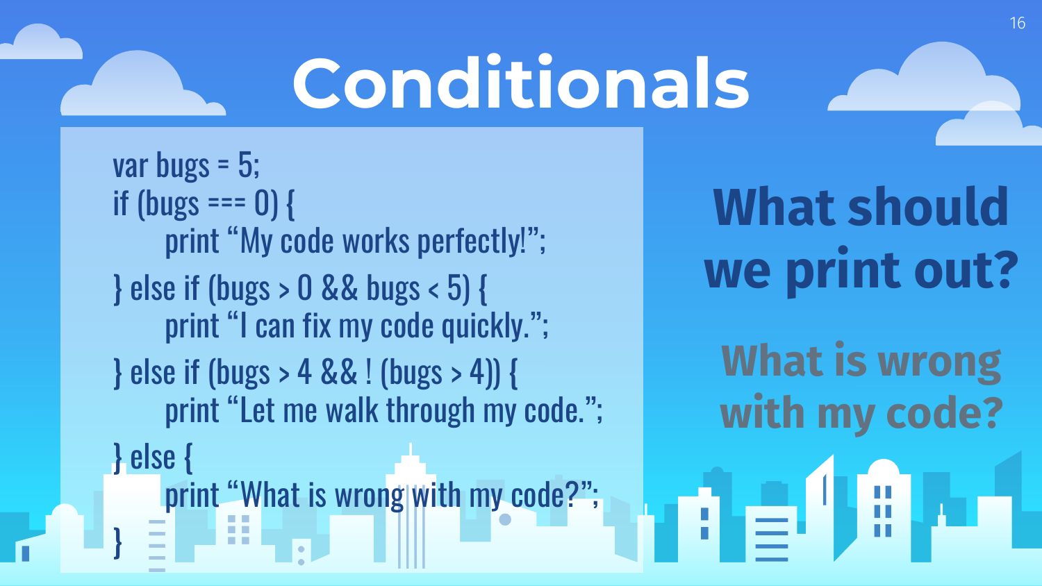# Conditionals

```
var bugs = 5;
if (bugs === 0) {
    print "My code works perfectly!";
} else if (bugs > 0 && bugs < 5) {
    print "I can fix my code quickly.";
} else if (bugs > 4 && ! (bugs > 4)) {
    print "Let me walk through my code.";
} else {
    print "What is wrong with my code?";
}
```

**What should we print out?**

**What is wrong with my code?**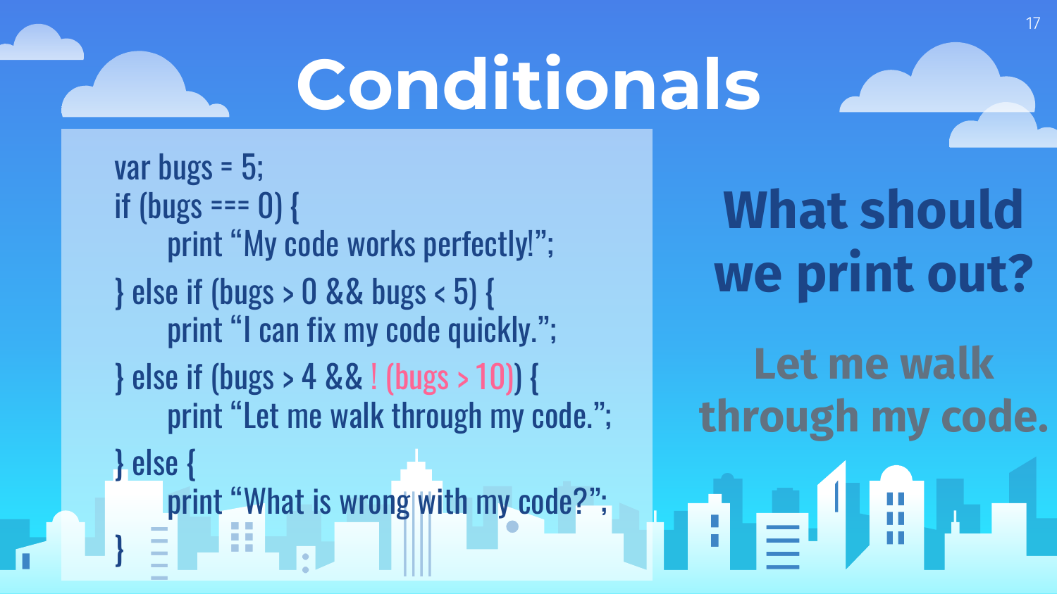# Conditionals

```
var bugs = 5;
if (bugs === 0) {
    print “My code works perfectly!”;
} else if (bugs > 0 && bugs < 5) {
    print “I can fix my code quickly.”;
} else if (bugs > 4 && ! (bugs > 10)) {
    print “Let me walk through my code.”;
} else {
    print “What is wrong with my code?”;
}
```

## What should we print out?

## Let me walk through my code.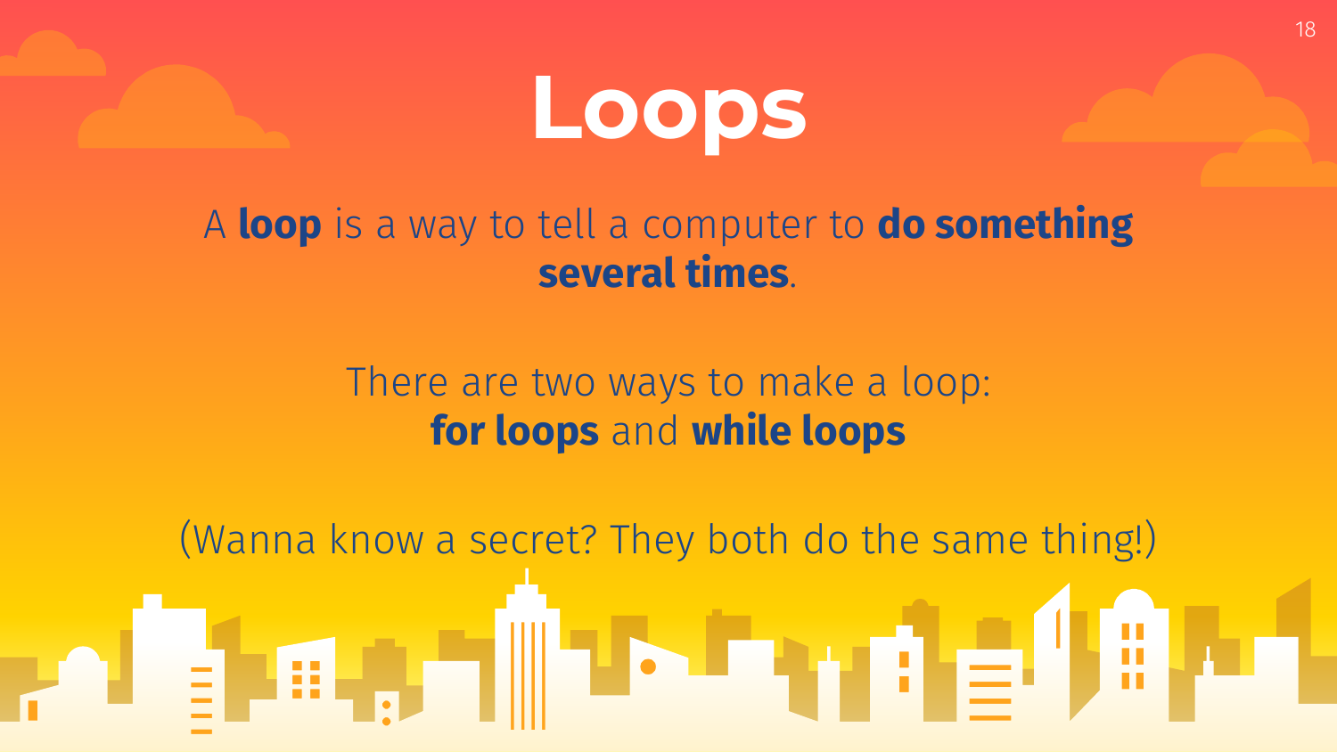# Loops

A **loop** is a way to tell a computer to **do something several times**.

There are two ways to make a loop:
**for loops** and **while loops**

(Wanna know a secret? They both do the same thing!)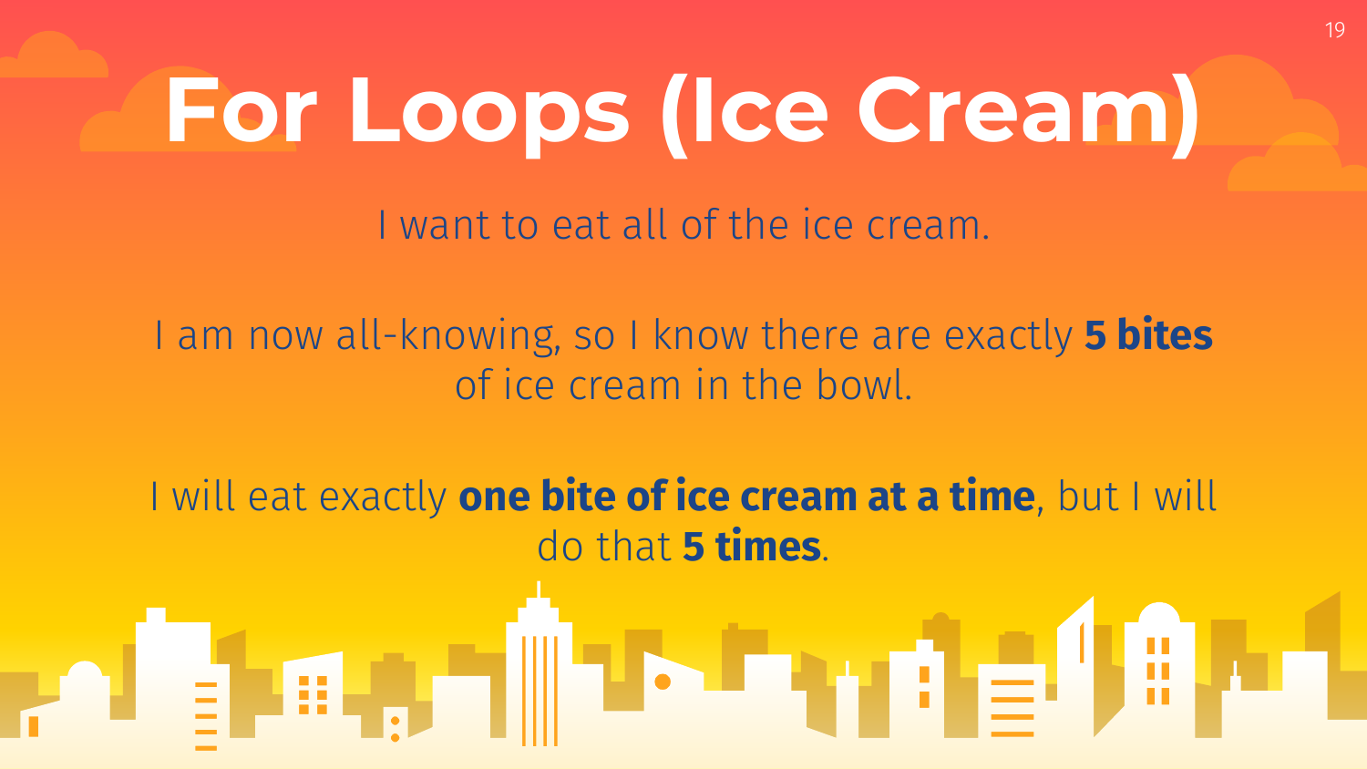# For Loops (Ice Cream)

I want to eat all of the ice cream.

I am now all-knowing, so I know there are exactly **5 bites** of ice cream in the bowl.

I will eat exactly **one bite of ice cream at a time**, but I will do that **5 times**.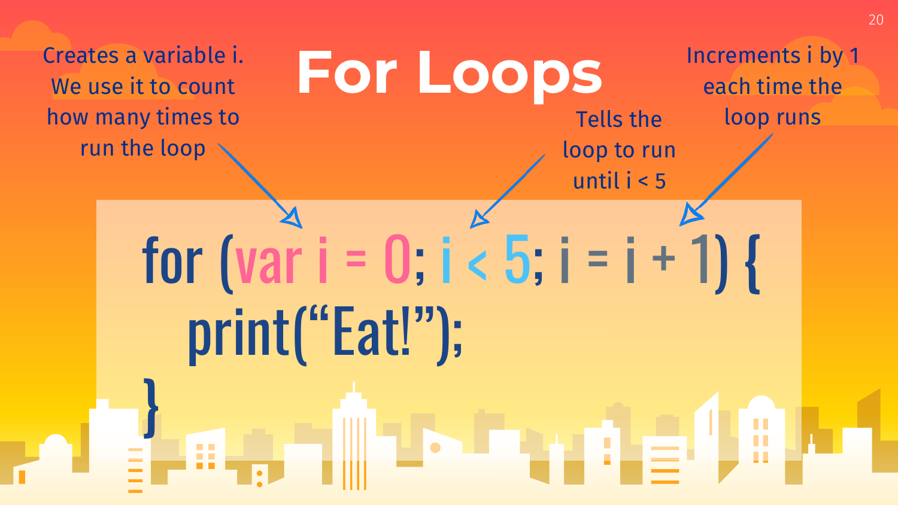# For Loops

Creates a variable i. We use it to count how many times to run the loop

Tells the loop to run until i < 5

Increments i by 1 each time the loop runs

```
for (var i = 0; i < 5; i = i + 1) {
    print("Eat!");
}
```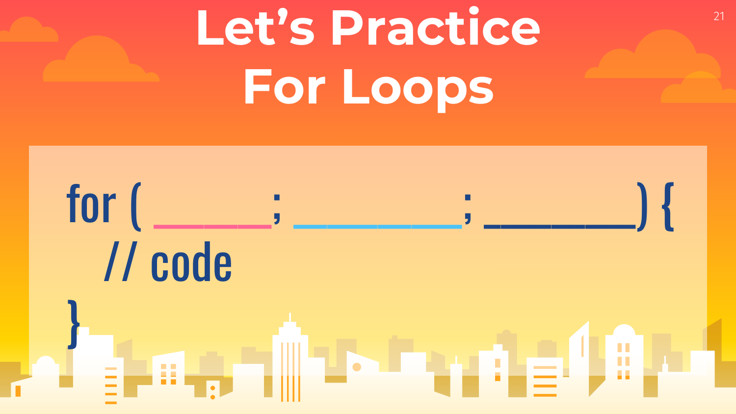# Let's Practice For Loops

```
for ( ______; _______; _______) {
   // code
}
```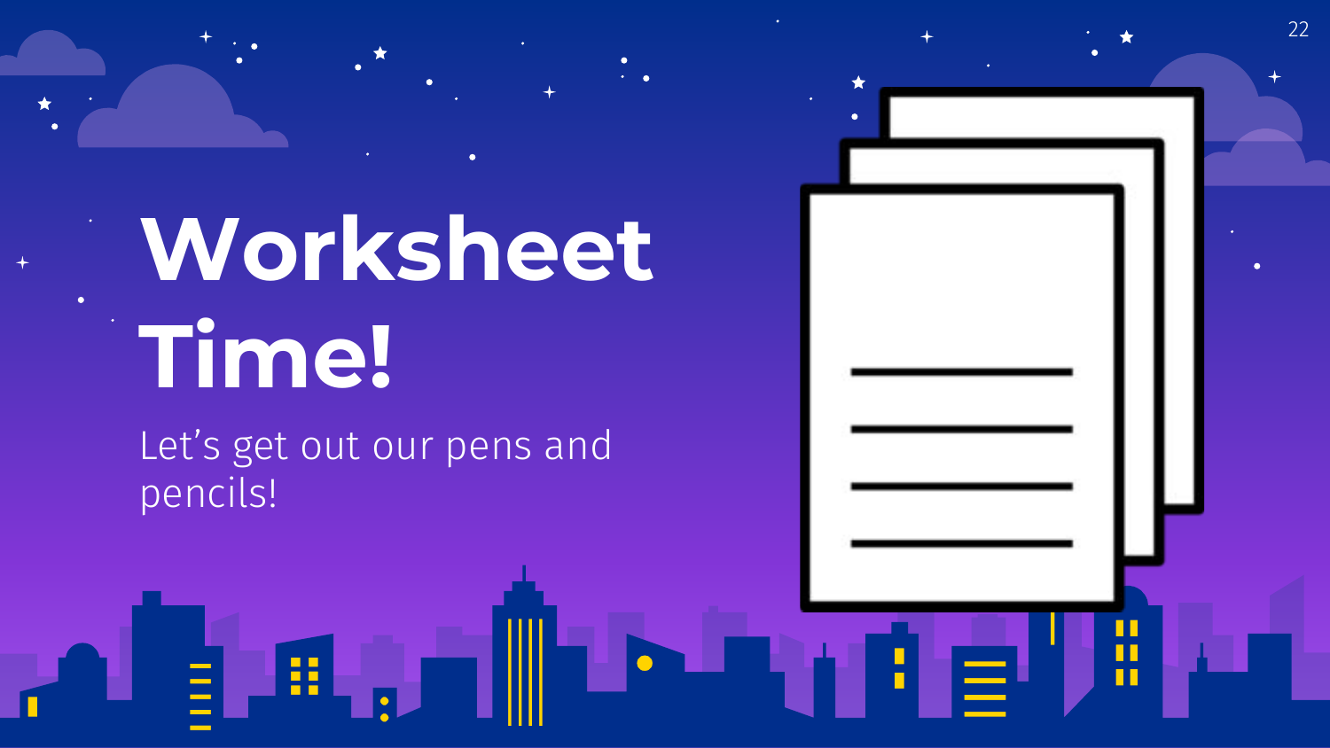# Worksheet Time!

Let’s get out our pens and pencils!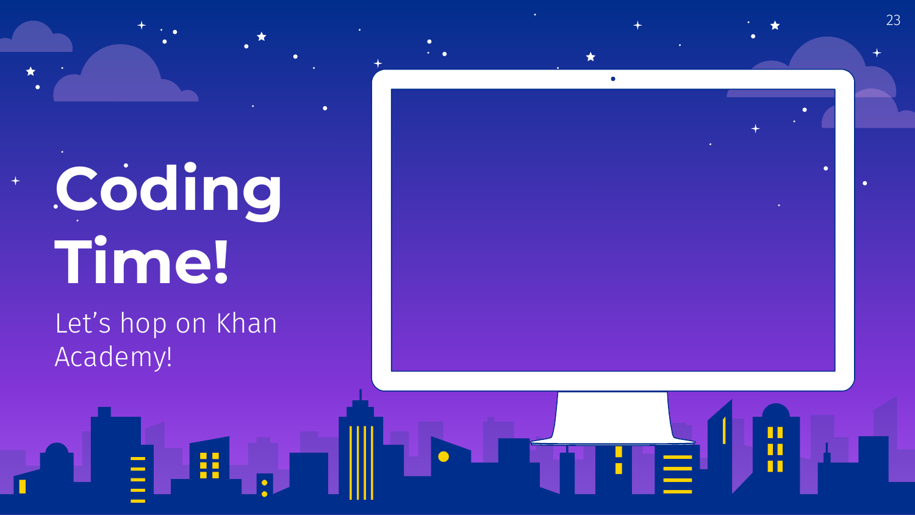# Coding Time!

Let’s hop on Khan Academy!